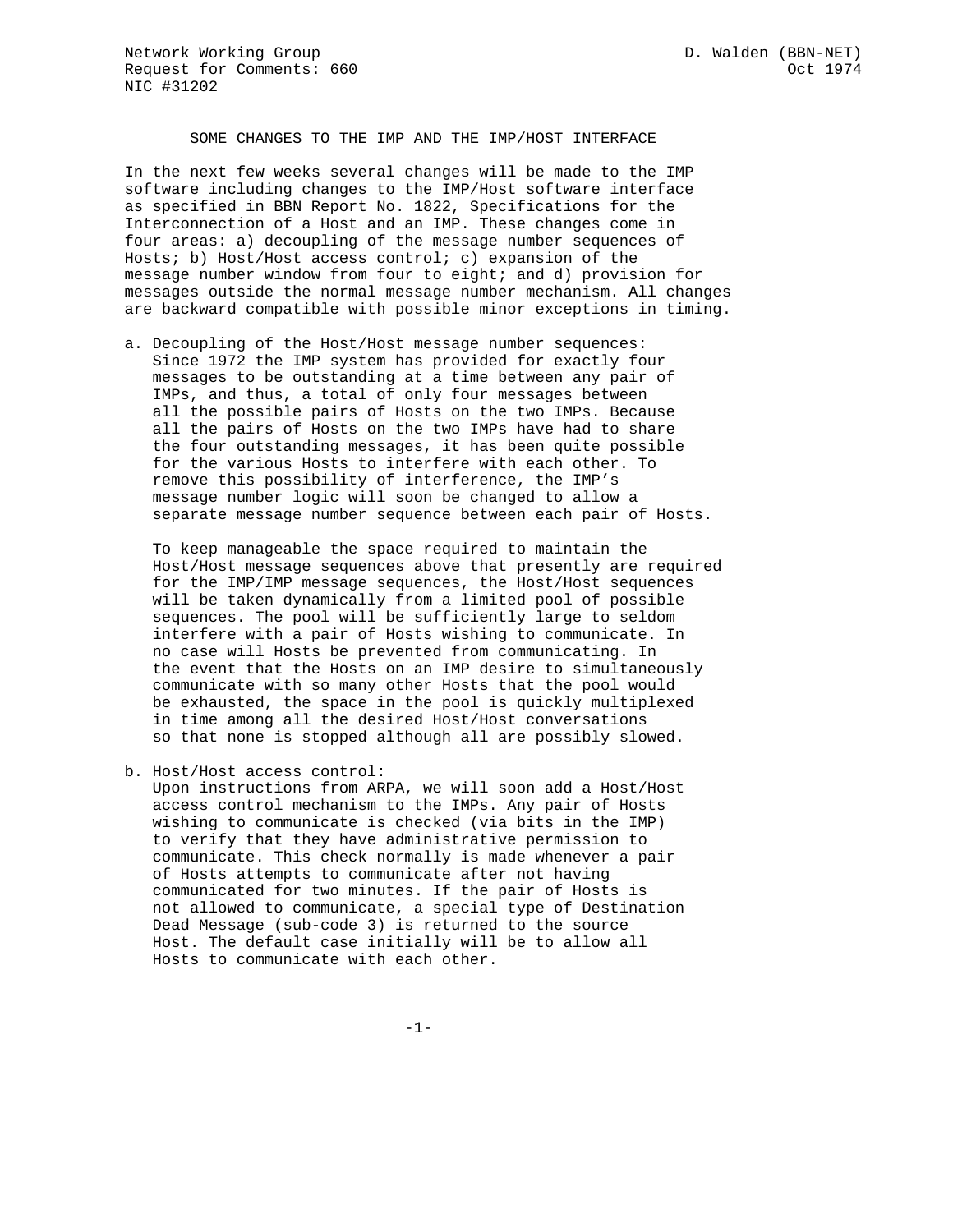Network Working Group D. Walden (BBN-NET)
Request for Comments: 660 Oct 1974
NIC #31202

# SOME CHANGES TO THE IMP AND THE IMP/HOST INTERFACE

In the next few weeks several changes will be made to the IMP software including changes to the IMP/Host software interface as specified in BBN Report No. 1822, Specifications for the Interconnection of a Host and an IMP. These changes come in four areas: a) decoupling of the message number sequences of Hosts; b) Host/Host access control; c) expansion of the message number window from four to eight; and d) provision for messages outside the normal message number mechanism. All changes are backward compatible with possible minor exceptions in timing.

a. Decoupling of the Host/Host message number sequences:
Since 1972 the IMP system has provided for exactly four messages to be outstanding at a time between any pair of IMPs, and thus, a total of only four messages between all the possible pairs of Hosts on the two IMPs. Because all the pairs of Hosts on the two IMPs have had to share the four outstanding messages, it has been quite possible for the various Hosts to interfere with each other. To remove this possibility of interference, the IMP’s message number logic will soon be changed to allow a separate message number sequence between each pair of Hosts.

   To keep manageable the space required to maintain the Host/Host message sequences above that presently are required for the IMP/IMP message sequences, the Host/Host sequences will be taken dynamically from a limited pool of possible sequences. The pool will be sufficiently large to seldom interfere with a pair of Hosts wishing to communicate. In no case will Hosts be prevented from communicating. In the event that the Hosts on an IMP desire to simultaneously communicate with so many other Hosts that the pool would be exhausted, the space in the pool is quickly multiplexed in time among all the desired Host/Host conversations so that none is stopped although all are possibly slowed.

b. Host/Host access control:
Upon instructions from ARPA, we will soon add a Host/Host access control mechanism to the IMPs. Any pair of Hosts wishing to communicate is checked (via bits in the IMP) to verify that they have administrative permission to communicate. This check normally is made whenever a pair of Hosts attempts to communicate after not having communicated for two minutes. If the pair of Hosts is not allowed to communicate, a special type of Destination Dead Message (sub-code 3) is returned to the source Host. The default case initially will be to allow all Hosts to communicate with each other.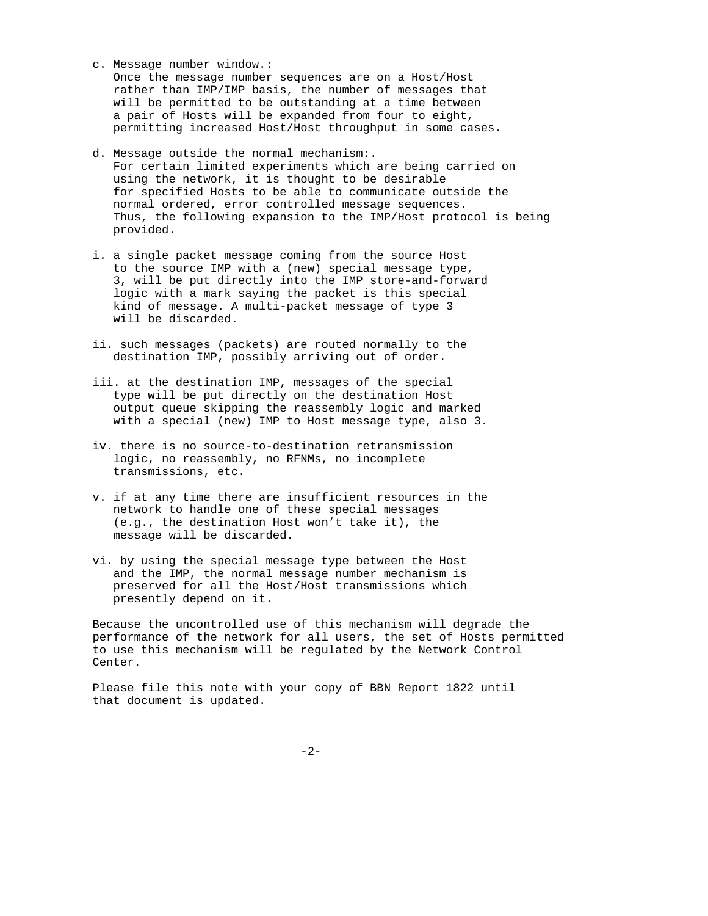c. Message number window.:
   Once the message number sequences are on a Host/Host rather than IMP/IMP basis, the number of messages that will be permitted to be outstanding at a time between a pair of Hosts will be expanded from four to eight, permitting increased Host/Host throughput in some cases.

d. Message outside the normal mechanism:.
   For certain limited experiments which are being carried on using the network, it is thought to be desirable for specified Hosts to be able to communicate outside the normal ordered, error controlled message sequences. Thus, the following expansion to the IMP/Host protocol is being provided.

i. a single packet message coming from the source Host to the source IMP with a (new) special message type, 3, will be put directly into the IMP store-and-forward logic with a mark saying the packet is this special kind of message. A multi-packet message of type 3 will be discarded.

ii. such messages (packets) are routed normally to the destination IMP, possibly arriving out of order.

iii. at the destination IMP, messages of the special type will be put directly on the destination Host output queue skipping the reassembly logic and marked with a special (new) IMP to Host message type, also 3.

iv. there is no source-to-destination retransmission logic, no reassembly, no RFNMs, no incomplete transmissions, etc.

v. if at any time there are insufficient resources in the network to handle one of these special messages (e.g., the destination Host won't take it), the message will be discarded.

vi. by using the special message type between the Host and the IMP, the normal message number mechanism is preserved for all the Host/Host transmissions which presently depend on it.

Because the uncontrolled use of this mechanism will degrade the performance of the network for all users, the set of Hosts permitted to use this mechanism will be regulated by the Network Control Center.

Please file this note with your copy of BBN Report 1822 until that document is updated.